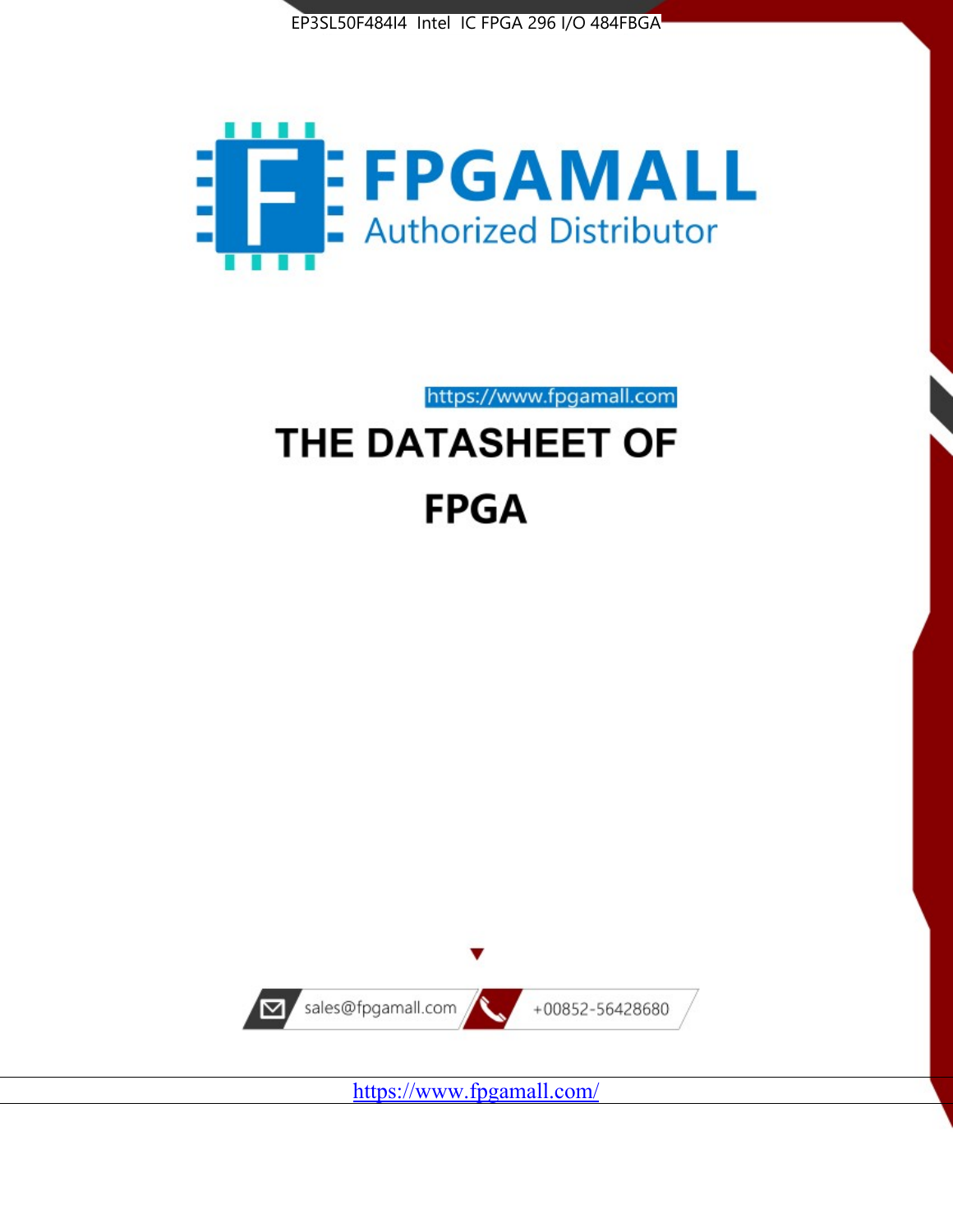EP3SL50F484I4 Intel IC FPGA 296 I/O 484FBGA

FPGAMALL

Authorized Distributor

https://www.fpgamall.com

# THE DATASHEET OF

# FPGA

sales@fpgamall.com

+00852-56428680

https://www.fpgamall.com/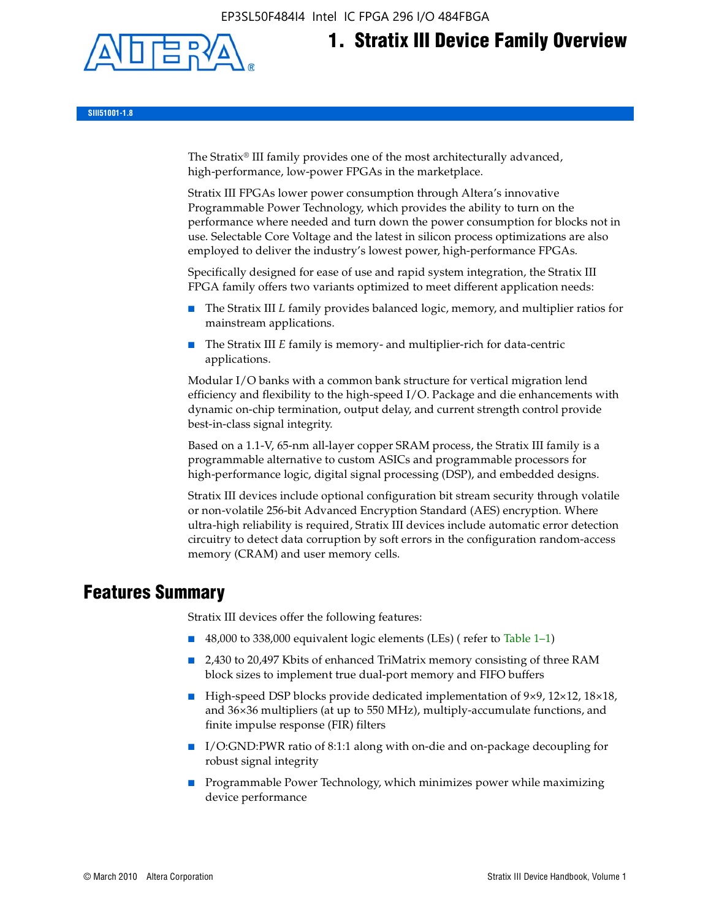# 1. Stratix III Device Family Overview

SIII51001-1.8

The Stratix® III family provides one of the most architecturally advanced, high-performance, low-power FPGAs in the marketplace.

Stratix III FPGAs lower power consumption through Altera's innovative Programmable Power Technology, which provides the ability to turn on the performance where needed and turn down the power consumption for blocks not in use. Selectable Core Voltage and the latest in silicon process optimizations are also employed to deliver the industry's lowest power, high-performance FPGAs.

Specifically designed for ease of use and rapid system integration, the Stratix III FPGA family offers two variants optimized to meet different application needs:

- The Stratix III *L* family provides balanced logic, memory, and multiplier ratios for mainstream applications.
- The Stratix III *E* family is memory- and multiplier-rich for data-centric applications.

Modular I/O banks with a common bank structure for vertical migration lend efficiency and flexibility to the high-speed I/O. Package and die enhancements with dynamic on-chip termination, output delay, and current strength control provide best-in-class signal integrity.

Based on a 1.1-V, 65-nm all-layer copper SRAM process, the Stratix III family is a programmable alternative to custom ASICs and programmable processors for high-performance logic, digital signal processing (DSP), and embedded designs.

Stratix III devices include optional configuration bit stream security through volatile or non-volatile 256-bit Advanced Encryption Standard (AES) encryption. Where ultra-high reliability is required, Stratix III devices include automatic error detection circuitry to detect data corruption by soft errors in the configuration random-access memory (CRAM) and user memory cells.

## Features Summary

Stratix III devices offer the following features:

- 48,000 to 338,000 equivalent logic elements (LEs) ( refer to Table 1–1)
- 2,430 to 20,497 Kbits of enhanced TriMatrix memory consisting of three RAM block sizes to implement true dual-port memory and FIFO buffers
- High-speed DSP blocks provide dedicated implementation of 9×9, 12×12, 18×18, and 36×36 multipliers (at up to 550 MHz), multiply-accumulate functions, and finite impulse response (FIR) filters
- I/O:GND:PWR ratio of 8:1:1 along with on-die and on-package decoupling for robust signal integrity
- Programmable Power Technology, which minimizes power while maximizing device performance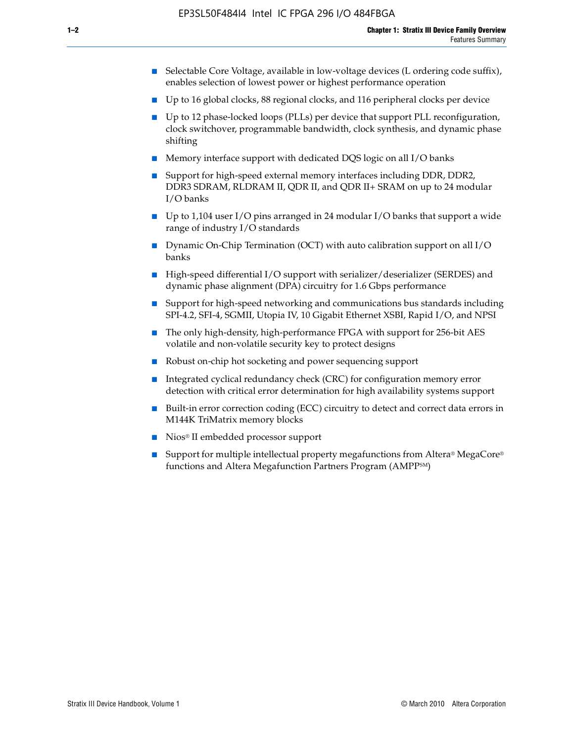- Selectable Core Voltage, available in low-voltage devices (L ordering code suffix), enables selection of lowest power or highest performance operation
- Up to 16 global clocks, 88 regional clocks, and 116 peripheral clocks per device
- Up to 12 phase-locked loops (PLLs) per device that support PLL reconfiguration, clock switchover, programmable bandwidth, clock synthesis, and dynamic phase shifting
- Memory interface support with dedicated DQS logic on all I/O banks
- Support for high-speed external memory interfaces including DDR, DDR2, DDR3 SDRAM, RLDRAM II, QDR II, and QDR II+ SRAM on up to 24 modular I/O banks
- Up to 1,104 user I/O pins arranged in 24 modular I/O banks that support a wide range of industry I/O standards
- Dynamic On-Chip Termination (OCT) with auto calibration support on all I/O banks
- High-speed differential I/O support with serializer/deserializer (SERDES) and dynamic phase alignment (DPA) circuitry for 1.6 Gbps performance
- Support for high-speed networking and communications bus standards including SPI-4.2, SFI-4, SGMII, Utopia IV, 10 Gigabit Ethernet XSBI, Rapid I/O, and NPSI
- The only high-density, high-performance FPGA with support for 256-bit AES volatile and non-volatile security key to protect designs
- Robust on-chip hot socketing and power sequencing support
- Integrated cyclical redundancy check (CRC) for configuration memory error detection with critical error determination for high availability systems support
- Built-in error correction coding (ECC) circuitry to detect and correct data errors in M144K TriMatrix memory blocks
- Nios® II embedded processor support
- Support for multiple intellectual property megafunctions from Altera® MegaCore® functions and Altera Megafunction Partners Program (AMPP℠)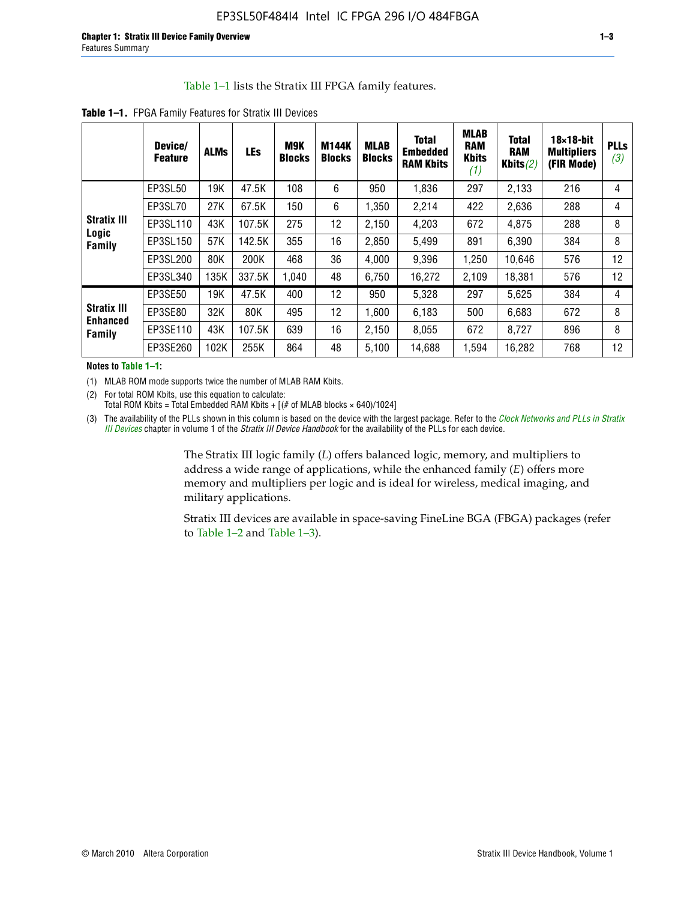Table 1–1 lists the Stratix III FPGA family features.

**Table 1–1.** FPGA Family Features for Stratix III Devices

| | Device/ Feature | ALMs | LEs | M9K Blocks | M144K Blocks | MLAB Blocks | Total Embedded RAM Kbits | MLAB RAM Kbits *(1)* | Total RAM Kbits *(2)* | 18×18-bit Multipliers (FIR Mode) | PLLs *(3)* |
|---|---|---|---|---|---|---|---|---|---|---|---|
| **Stratix III Logic Family** | EP3SL50 | 19K | 47.5K | 108 | 6 | 950 | 1,836 | 297 | 2,133 | 216 | 4 |
| | EP3SL70 | 27K | 67.5K | 150 | 6 | 1,350 | 2,214 | 422 | 2,636 | 288 | 4 |
| | EP3SL110 | 43K | 107.5K | 275 | 12 | 2,150 | 4,203 | 672 | 4,875 | 288 | 8 |
| | EP3SL150 | 57K | 142.5K | 355 | 16 | 2,850 | 5,499 | 891 | 6,390 | 384 | 8 |
| | EP3SL200 | 80K | 200K | 468 | 36 | 4,000 | 9,396 | 1,250 | 10,646 | 576 | 12 |
| | EP3SL340 | 135K | 337.5K | 1,040 | 48 | 6,750 | 16,272 | 2,109 | 18,381 | 576 | 12 |
| **Stratix III Enhanced Family** | EP3SE50 | 19K | 47.5K | 400 | 12 | 950 | 5,328 | 297 | 5,625 | 384 | 4 |
| | EP3SE80 | 32K | 80K | 495 | 12 | 1,600 | 6,183 | 500 | 6,683 | 672 | 8 |
| | EP3SE110 | 43K | 107.5K | 639 | 16 | 2,150 | 8,055 | 672 | 8,727 | 896 | 8 |
| | EP3SE260 | 102K | 255K | 864 | 48 | 5,100 | 14,688 | 1,594 | 16,282 | 768 | 12 |

**Notes to Table 1–1:**

(1) MLAB ROM mode supports twice the number of MLAB RAM Kbits.

(2) For total ROM Kbits, use this equation to calculate:
Total ROM Kbits = Total Embedded RAM Kbits + [(# of MLAB blocks × 640)/1024]

(3) The availability of the PLLs shown in this column is based on the device with the largest package. Refer to the *Clock Networks and PLLs in Stratix III Devices* chapter in volume 1 of the *Stratix III Device Handbook* for the availability of the PLLs for each device.

The Stratix III logic family (*L*) offers balanced logic, memory, and multipliers to address a wide range of applications, while the enhanced family (*E*) offers more memory and multipliers per logic and is ideal for wireless, medical imaging, and military applications.

Stratix III devices are available in space-saving FineLine BGA (FBGA) packages (refer to Table 1–2 and Table 1–3).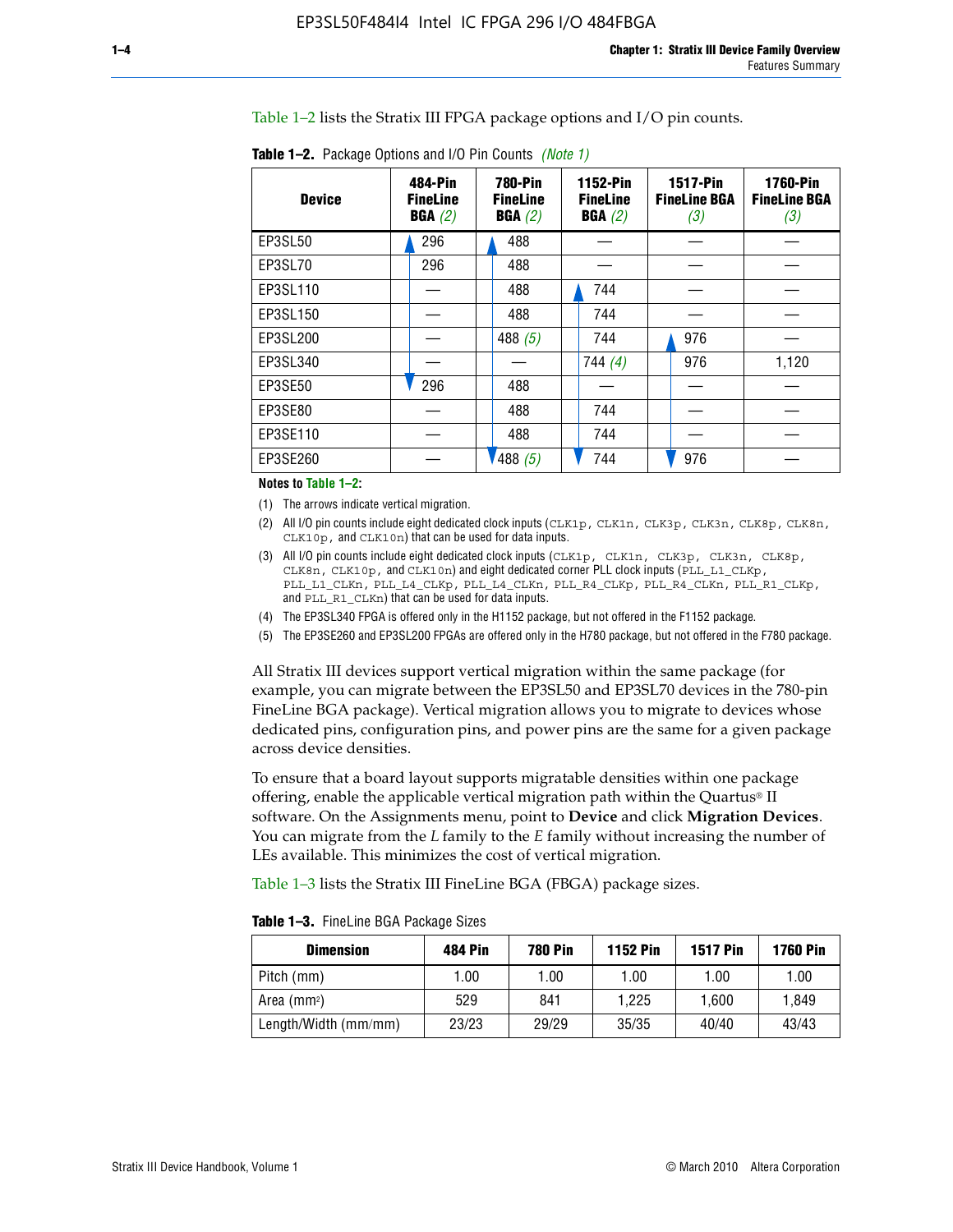Table 1–2 lists the Stratix III FPGA package options and I/O pin counts.

**Table 1–2.** Package Options and I/O Pin Counts *(Note 1)*

| Device | 484-Pin FineLine BGA *(2)* | 780-Pin FineLine BGA *(2)* | 1152-Pin FineLine BGA *(2)* | 1517-Pin FineLine BGA *(3)* | 1760-Pin FineLine BGA *(3)* |
|---|---|---|---|---|---|
| EP3SL50 | 296 | 488 | — | — | — |
| EP3SL70 | 296 | 488 | — | — | — |
| EP3SL110 | — | 488 | 744 | — | — |
| EP3SL150 | — | 488 | 744 | — | — |
| EP3SL200 | — | 488 *(5)* | 744 | 976 | — |
| EP3SL340 | — | — | 744 *(4)* | 976 | 1,120 |
| EP3SE50 | 296 | 488 | — | — | — |
| EP3SE80 | — | 488 | 744 | — | — |
| EP3SE110 | — | 488 | 744 | — | — |
| EP3SE260 | — | 488 *(5)* | 744 | 976 | — |

**Notes to Table 1–2:**

(1) The arrows indicate vertical migration.

(2) All I/O pin counts include eight dedicated clock inputs (`CLK1p`, `CLK1n`, `CLK3p`, `CLK3n`, `CLK8p`, `CLK8n`, `CLK10p`, and `CLK10n`) that can be used for data inputs.

(3) All I/O pin counts include eight dedicated clock inputs (`CLK1p`, `CLK1n`, `CLK3p`, `CLK3n`, `CLK8p`, `CLK8n`, `CLK10p`, and `CLK10n`) and eight dedicated corner PLL clock inputs (`PLL_L1_CLKp`, `PLL_L1_CLKn`, `PLL_L4_CLKp`, `PLL_L4_CLKn`, `PLL_R4_CLKp`, `PLL_R4_CLKn`, `PLL_R1_CLKp`, and `PLL_R1_CLKn`) that can be used for data inputs.

(4) The EP3SL340 FPGA is offered only in the H1152 package, but not offered in the F1152 package.

(5) The EP3SE260 and EP3SL200 FPGAs are offered only in the H780 package, but not offered in the F780 package.

All Stratix III devices support vertical migration within the same package (for example, you can migrate between the EP3SL50 and EP3SL70 devices in the 780-pin FineLine BGA package). Vertical migration allows you to migrate to devices whose dedicated pins, configuration pins, and power pins are the same for a given package across device densities.

To ensure that a board layout supports migratable densities within one package offering, enable the applicable vertical migration path within the Quartus® II software. On the Assignments menu, point to **Device** and click **Migration Devices**. You can migrate from the *L* family to the *E* family without increasing the number of LEs available. This minimizes the cost of vertical migration.

Table 1–3 lists the Stratix III FineLine BGA (FBGA) package sizes.

**Table 1–3.** FineLine BGA Package Sizes

| Dimension | 484 Pin | 780 Pin | 1152 Pin | 1517 Pin | 1760 Pin |
|---|---|---|---|---|---|
| Pitch (mm) | 1.00 | 1.00 | 1.00 | 1.00 | 1.00 |
| Area ($mm^2$) | 529 | 841 | 1,225 | 1,600 | 1,849 |
| Length/Width (mm/mm) | 23/23 | 29/29 | 35/35 | 40/40 | 43/43 |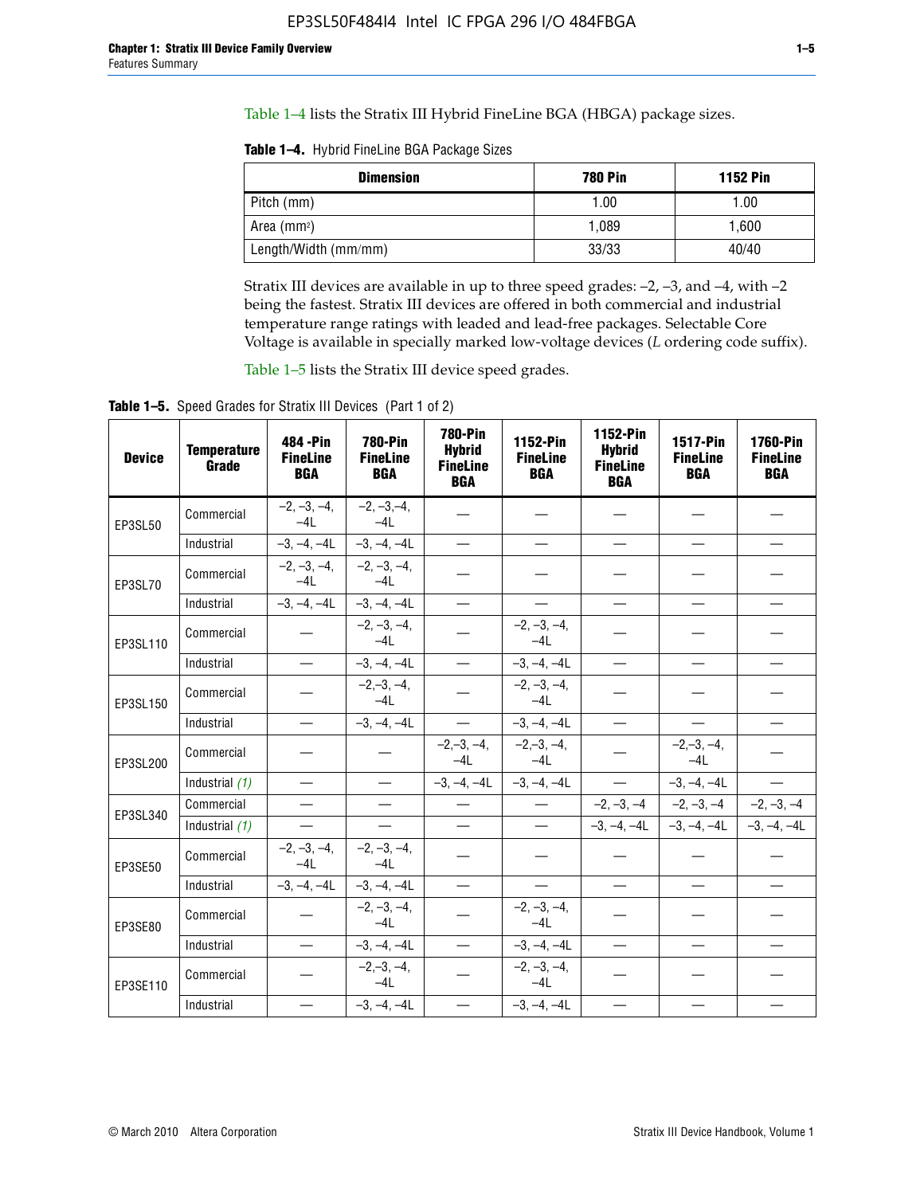Table 1–4 lists the Stratix III Hybrid FineLine BGA (HBGA) package sizes.

**Table 1–4.** Hybrid FineLine BGA Package Sizes

| Dimension | 780 Pin | 1152 Pin |
|---|---|---|
| Pitch (mm) | 1.00 | 1.00 |
| Area (mm$^2$) | 1,089 | 1,600 |
| Length/Width (mm/mm) | 33/33 | 40/40 |

Stratix III devices are available in up to three speed grades: –2, –3, and –4, with –2 being the fastest. Stratix III devices are offered in both commercial and industrial temperature range ratings with leaded and lead-free packages. Selectable Core Voltage is available in specially marked low-voltage devices (*L* ordering code suffix).

Table 1–5 lists the Stratix III device speed grades.

**Table 1–5.** Speed Grades for Stratix III Devices (Part 1 of 2)

| Device | Temperature Grade | 484 -Pin FineLine BGA | 780-Pin FineLine BGA | 780-Pin Hybrid FineLine BGA | 1152-Pin FineLine BGA | 1152-Pin Hybrid FineLine BGA | 1517-Pin FineLine BGA | 1760-Pin FineLine BGA |
|---|---|---|---|---|---|---|---|---|
| EP3SL50 | Commercial | –2, –3, –4, –4L | –2, –3,–4, –4L | — | — | — | — | — |
| | Industrial | –3, –4, –4L | –3, –4, –4L | — | — | — | — | — |
| EP3SL70 | Commercial | –2, –3, –4, –4L | –2, –3, –4, –4L | — | — | — | — | — |
| | Industrial | –3, –4, –4L | –3, –4, –4L | — | — | — | — | — |
| EP3SL110 | Commercial | — | –2, –3, –4, –4L | — | –2, –3, –4, –4L | — | — | — |
| | Industrial | — | –3, –4, –4L | — | –3, –4, –4L | — | — | — |
| EP3SL150 | Commercial | — | –2,–3, –4, –4L | — | –2, –3, –4, –4L | — | — | — |
| | Industrial | — | –3, –4, –4L | — | –3, –4, –4L | — | — | — |
| EP3SL200 | Commercial | — | — | –2,–3, –4, –4L | –2,–3, –4, –4L | — | –2,–3, –4, –4L | — |
| | Industrial *(1)* | — | — | –3, –4, –4L | –3, –4, –4L | — | –3, –4, –4L | — |
| EP3SL340 | Commercial | — | — | — | — | –2, –3, –4 | –2, –3, –4 | –2, –3, –4 |
| | Industrial *(1)* | — | — | — | — | –3, –4, –4L | –3, –4, –4L | –3, –4, –4L |
| EP3SE50 | Commercial | –2, –3, –4, –4L | –2, –3, –4, –4L | — | — | — | — | — |
| | Industrial | –3, –4, –4L | –3, –4, –4L | — | — | — | — | — |
| EP3SE80 | Commercial | — | –2, –3, –4, –4L | — | –2, –3, –4, –4L | — | — | — |
| | Industrial | — | –3, –4, –4L | — | –3, –4, –4L | — | — | — |
| EP3SE110 | Commercial | — | –2,–3, –4, –4L | — | –2, –3, –4, –4L | — | — | — |
| | Industrial | — | –3, –4, –4L | — | –3, –4, –4L | — | — | — |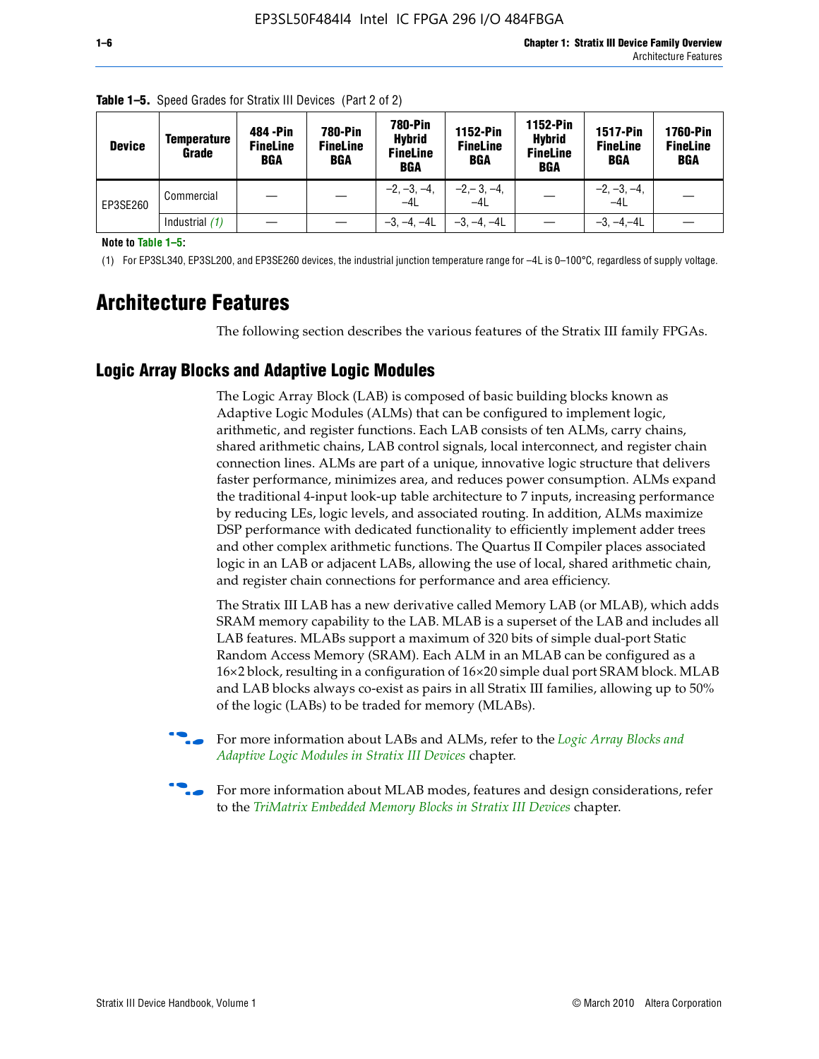**Table 1–5.** Speed Grades for Stratix III Devices (Part 2 of 2)

| Device | Temperature Grade | 484 -Pin FineLine BGA | 780-Pin FineLine BGA | 780-Pin Hybrid FineLine BGA | 1152-Pin FineLine BGA | 1152-Pin Hybrid FineLine BGA | 1517-Pin FineLine BGA | 1760-Pin FineLine BGA |
|---|---|---|---|---|---|---|---|---|
| EP3SE260 | Commercial | — | — | –2, –3, –4, –4L | –2,– 3, –4, –4L | — | –2, –3, –4, –4L | — |
| | Industrial *(1)* | — | — | –3, –4, –4L | –3, –4, –4L | — | –3, –4,–4L | — |

**Note to Table 1–5:**

(1) For EP3SL340, EP3SL200, and EP3SE260 devices, the industrial junction temperature range for –4L is 0–100°C, regardless of supply voltage.

# Architecture Features

The following section describes the various features of the Stratix III family FPGAs.

## Logic Array Blocks and Adaptive Logic Modules

The Logic Array Block (LAB) is composed of basic building blocks known as Adaptive Logic Modules (ALMs) that can be configured to implement logic, arithmetic, and register functions. Each LAB consists of ten ALMs, carry chains, shared arithmetic chains, LAB control signals, local interconnect, and register chain connection lines. ALMs are part of a unique, innovative logic structure that delivers faster performance, minimizes area, and reduces power consumption. ALMs expand the traditional 4-input look-up table architecture to 7 inputs, increasing performance by reducing LEs, logic levels, and associated routing. In addition, ALMs maximize DSP performance with dedicated functionality to efficiently implement adder trees and other complex arithmetic functions. The Quartus II Compiler places associated logic in an LAB or adjacent LABs, allowing the use of local, shared arithmetic chain, and register chain connections for performance and area efficiency.

The Stratix III LAB has a new derivative called Memory LAB (or MLAB), which adds SRAM memory capability to the LAB. MLAB is a superset of the LAB and includes all LAB features. MLABs support a maximum of 320 bits of simple dual-port Static Random Access Memory (SRAM). Each ALM in an MLAB can be configured as a 16×2 block, resulting in a configuration of 16×20 simple dual port SRAM block. MLAB and LAB blocks always co-exist as pairs in all Stratix III families, allowing up to 50% of the logic (LABs) to be traded for memory (MLABs).

For more information about LABs and ALMs, refer to the *Logic Array Blocks and Adaptive Logic Modules in Stratix III Devices* chapter.

For more information about MLAB modes, features and design considerations, refer to the *TriMatrix Embedded Memory Blocks in Stratix III Devices* chapter.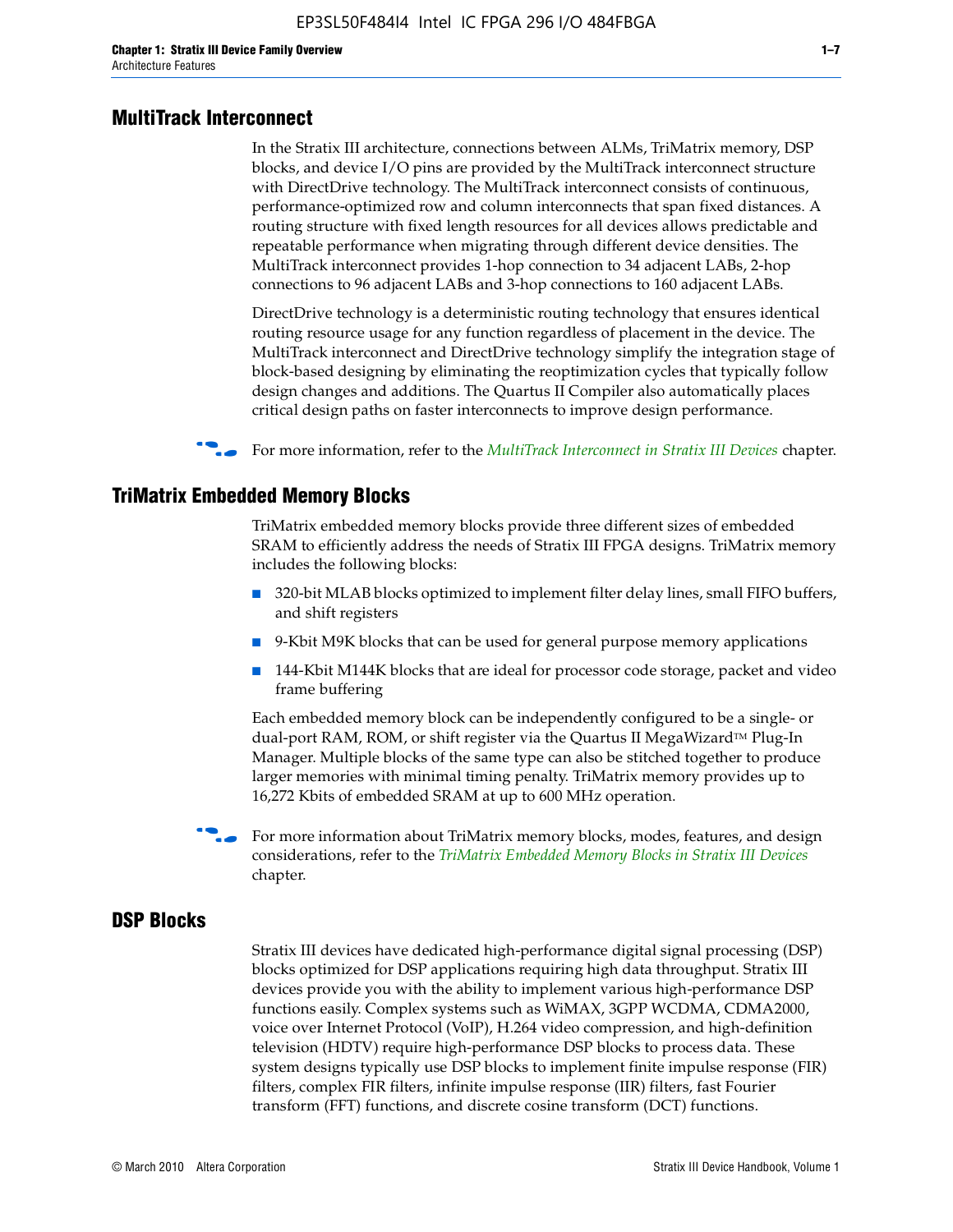## MultiTrack Interconnect

In the Stratix III architecture, connections between ALMs, TriMatrix memory, DSP blocks, and device I/O pins are provided by the MultiTrack interconnect structure with DirectDrive technology. The MultiTrack interconnect consists of continuous, performance-optimized row and column interconnects that span fixed distances. A routing structure with fixed length resources for all devices allows predictable and repeatable performance when migrating through different device densities. The MultiTrack interconnect provides 1-hop connection to 34 adjacent LABs, 2-hop connections to 96 adjacent LABs and 3-hop connections to 160 adjacent LABs.

DirectDrive technology is a deterministic routing technology that ensures identical routing resource usage for any function regardless of placement in the device. The MultiTrack interconnect and DirectDrive technology simplify the integration stage of block-based designing by eliminating the reoptimization cycles that typically follow design changes and additions. The Quartus II Compiler also automatically places critical design paths on faster interconnects to improve design performance.

For more information, refer to the *MultiTrack Interconnect in Stratix III Devices* chapter.

## TriMatrix Embedded Memory Blocks

TriMatrix embedded memory blocks provide three different sizes of embedded SRAM to efficiently address the needs of Stratix III FPGA designs. TriMatrix memory includes the following blocks:

- 320-bit MLAB blocks optimized to implement filter delay lines, small FIFO buffers, and shift registers
- 9-Kbit M9K blocks that can be used for general purpose memory applications
- 144-Kbit M144K blocks that are ideal for processor code storage, packet and video frame buffering

Each embedded memory block can be independently configured to be a single- or dual-port RAM, ROM, or shift register via the Quartus II MegaWizard™ Plug-In Manager. Multiple blocks of the same type can also be stitched together to produce larger memories with minimal timing penalty. TriMatrix memory provides up to 16,272 Kbits of embedded SRAM at up to 600 MHz operation.

For more information about TriMatrix memory blocks, modes, features, and design considerations, refer to the *TriMatrix Embedded Memory Blocks in Stratix III Devices* chapter.

## DSP Blocks

Stratix III devices have dedicated high-performance digital signal processing (DSP) blocks optimized for DSP applications requiring high data throughput. Stratix III devices provide you with the ability to implement various high-performance DSP functions easily. Complex systems such as WiMAX, 3GPP WCDMA, CDMA2000, voice over Internet Protocol (VoIP), H.264 video compression, and high-definition television (HDTV) require high-performance DSP blocks to process data. These system designs typically use DSP blocks to implement finite impulse response (FIR) filters, complex FIR filters, infinite impulse response (IIR) filters, fast Fourier transform (FFT) functions, and discrete cosine transform (DCT) functions.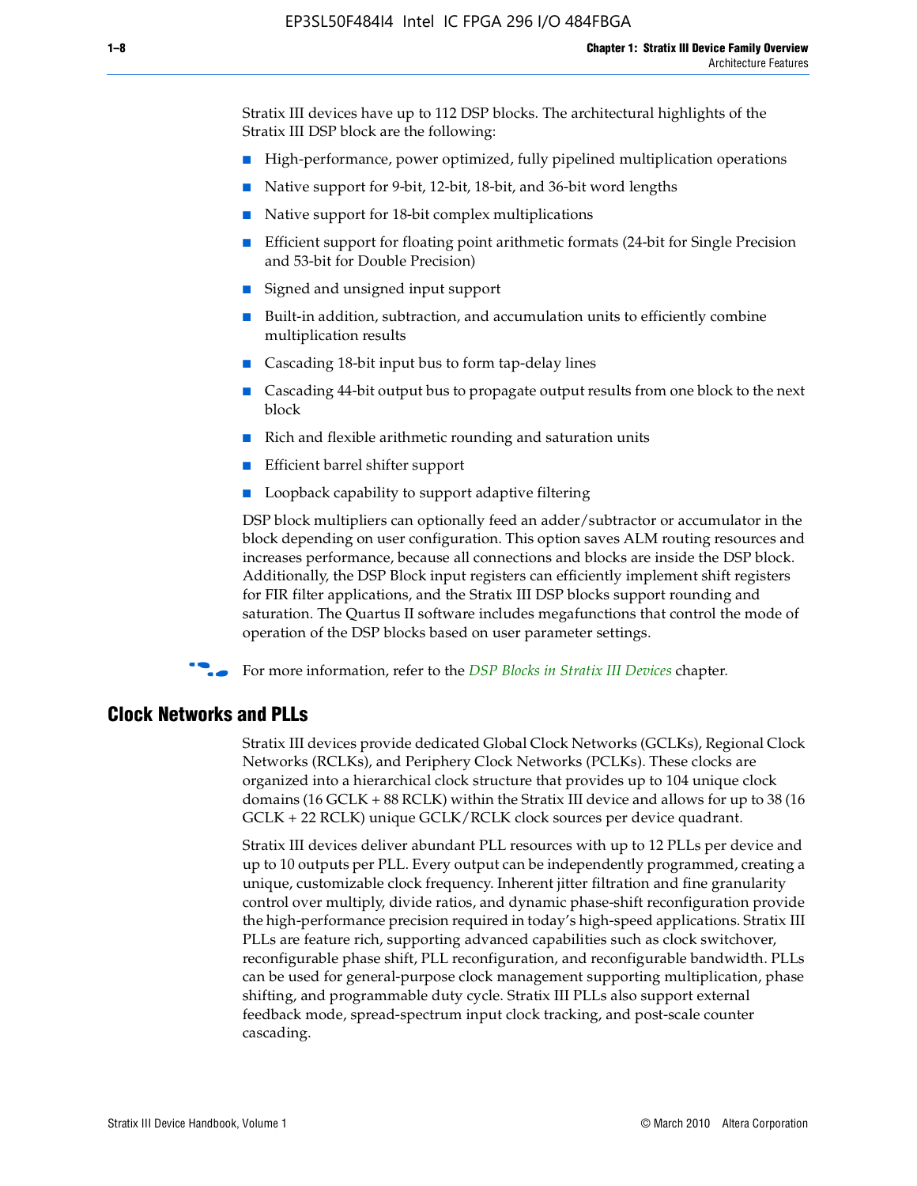Stratix III devices have up to 112 DSP blocks. The architectural highlights of the Stratix III DSP block are the following:

- High-performance, power optimized, fully pipelined multiplication operations
- Native support for 9-bit, 12-bit, 18-bit, and 36-bit word lengths
- Native support for 18-bit complex multiplications
- Efficient support for floating point arithmetic formats (24-bit for Single Precision and 53-bit for Double Precision)
- Signed and unsigned input support
- Built-in addition, subtraction, and accumulation units to efficiently combine multiplication results
- Cascading 18-bit input bus to form tap-delay lines
- Cascading 44-bit output bus to propagate output results from one block to the next block
- Rich and flexible arithmetic rounding and saturation units
- Efficient barrel shifter support
- Loopback capability to support adaptive filtering

DSP block multipliers can optionally feed an adder/subtractor or accumulator in the block depending on user configuration. This option saves ALM routing resources and increases performance, because all connections and blocks are inside the DSP block. Additionally, the DSP Block input registers can efficiently implement shift registers for FIR filter applications, and the Stratix III DSP blocks support rounding and saturation. The Quartus II software includes megafunctions that control the mode of operation of the DSP blocks based on user parameter settings.

For more information, refer to the *DSP Blocks in Stratix III Devices* chapter.

## Clock Networks and PLLs

Stratix III devices provide dedicated Global Clock Networks (GCLKs), Regional Clock Networks (RCLKs), and Periphery Clock Networks (PCLKs). These clocks are organized into a hierarchical clock structure that provides up to 104 unique clock domains (16 GCLK + 88 RCLK) within the Stratix III device and allows for up to 38 (16 GCLK + 22 RCLK) unique GCLK/RCLK clock sources per device quadrant.

Stratix III devices deliver abundant PLL resources with up to 12 PLLs per device and up to 10 outputs per PLL. Every output can be independently programmed, creating a unique, customizable clock frequency. Inherent jitter filtration and fine granularity control over multiply, divide ratios, and dynamic phase-shift reconfiguration provide the high-performance precision required in today's high-speed applications. Stratix III PLLs are feature rich, supporting advanced capabilities such as clock switchover, reconfigurable phase shift, PLL reconfiguration, and reconfigurable bandwidth. PLLs can be used for general-purpose clock management supporting multiplication, phase shifting, and programmable duty cycle. Stratix III PLLs also support external feedback mode, spread-spectrum input clock tracking, and post-scale counter cascading.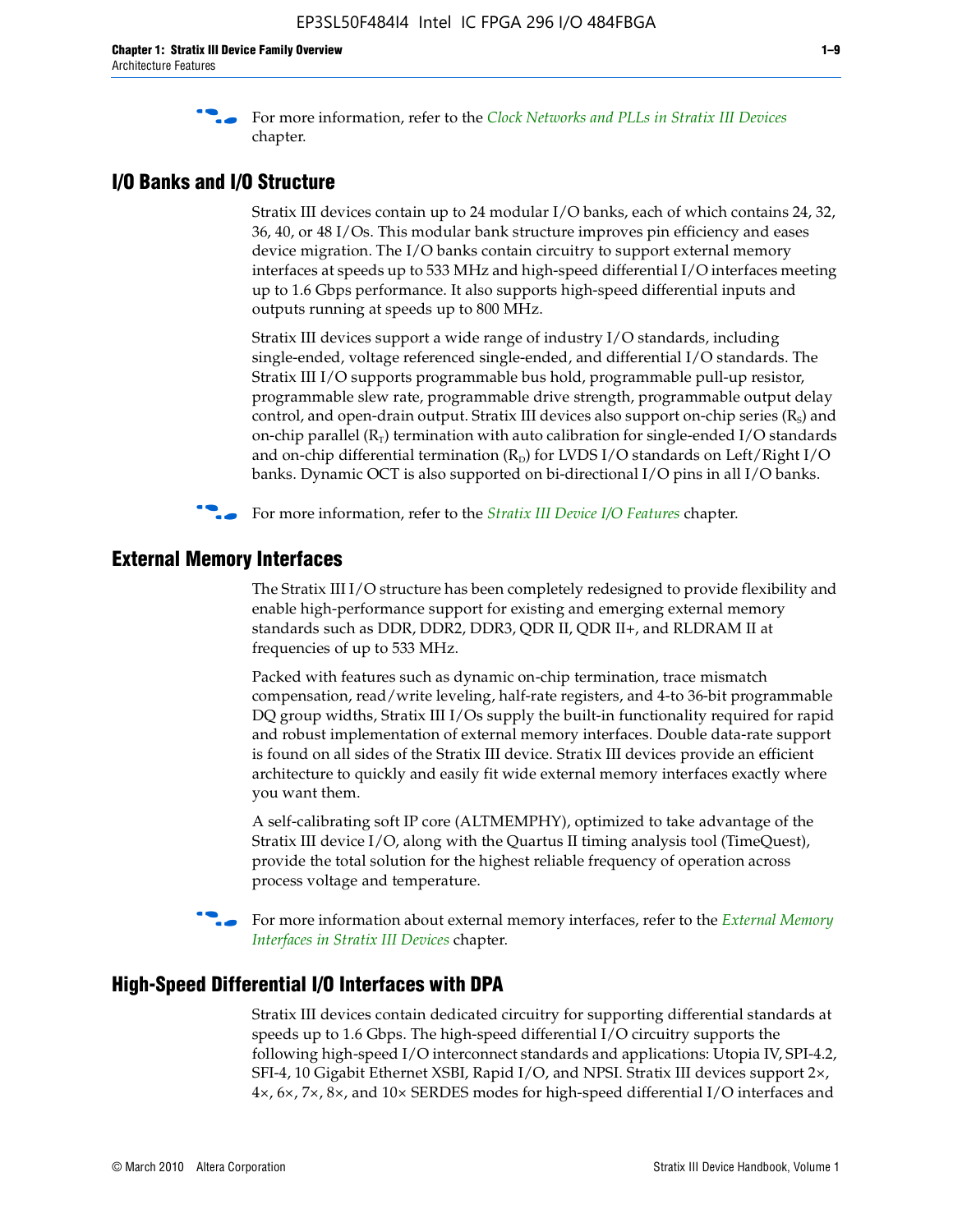For more information, refer to the *Clock Networks and PLLs in Stratix III Devices* chapter.

## I/O Banks and I/O Structure

Stratix III devices contain up to 24 modular I/O banks, each of which contains 24, 32, 36, 40, or 48 I/Os. This modular bank structure improves pin efficiency and eases device migration. The I/O banks contain circuitry to support external memory interfaces at speeds up to 533 MHz and high-speed differential I/O interfaces meeting up to 1.6 Gbps performance. It also supports high-speed differential inputs and outputs running at speeds up to 800 MHz.

Stratix III devices support a wide range of industry I/O standards, including single-ended, voltage referenced single-ended, and differential I/O standards. The Stratix III I/O supports programmable bus hold, programmable pull-up resistor, programmable slew rate, programmable drive strength, programmable output delay control, and open-drain output. Stratix III devices also support on-chip series ($R_S$) and on-chip parallel ($R_T$) termination with auto calibration for single-ended I/O standards and on-chip differential termination ($R_D$) for LVDS I/O standards on Left/Right I/O banks. Dynamic OCT is also supported on bi-directional I/O pins in all I/O banks.

For more information, refer to the *Stratix III Device I/O Features* chapter.

## External Memory Interfaces

The Stratix III I/O structure has been completely redesigned to provide flexibility and enable high-performance support for existing and emerging external memory standards such as DDR, DDR2, DDR3, QDR II, QDR II+, and RLDRAM II at frequencies of up to 533 MHz.

Packed with features such as dynamic on-chip termination, trace mismatch compensation, read/write leveling, half-rate registers, and 4-to 36-bit programmable DQ group widths, Stratix III I/Os supply the built-in functionality required for rapid and robust implementation of external memory interfaces. Double data-rate support is found on all sides of the Stratix III device. Stratix III devices provide an efficient architecture to quickly and easily fit wide external memory interfaces exactly where you want them.

A self-calibrating soft IP core (ALTMEMPHY), optimized to take advantage of the Stratix III device I/O, along with the Quartus II timing analysis tool (TimeQuest), provide the total solution for the highest reliable frequency of operation across process voltage and temperature.

For more information about external memory interfaces, refer to the *External Memory Interfaces in Stratix III Devices* chapter.

## High-Speed Differential I/O Interfaces with DPA

Stratix III devices contain dedicated circuitry for supporting differential standards at speeds up to 1.6 Gbps. The high-speed differential I/O circuitry supports the following high-speed I/O interconnect standards and applications: Utopia IV, SPI-4.2, SFI-4, 10 Gigabit Ethernet XSBI, Rapid I/O, and NPSI. Stratix III devices support 2×, 4×, 6×, 7×, 8×, and 10× SERDES modes for high-speed differential I/O interfaces and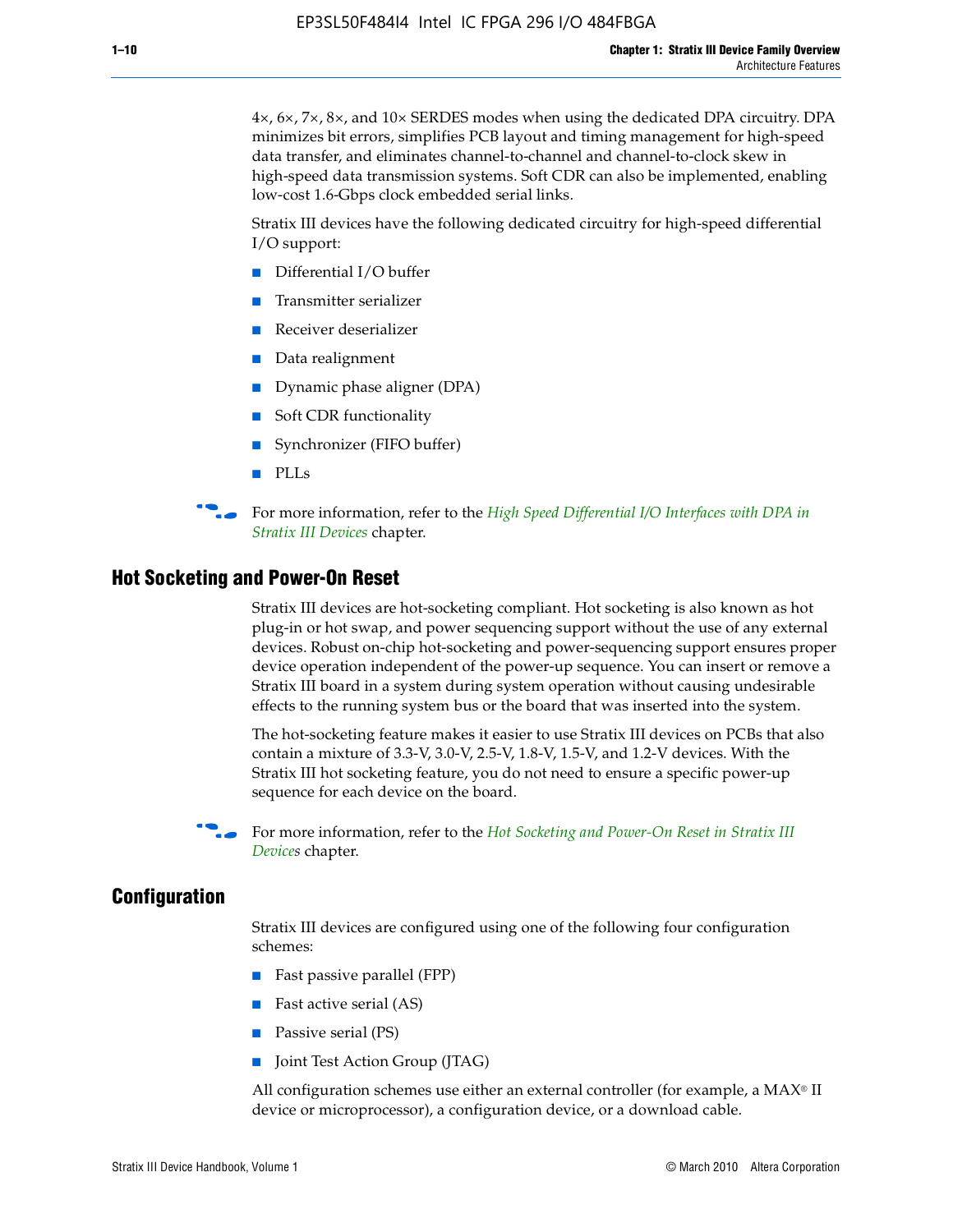4×, 6×, 7×, 8×, and 10× SERDES modes when using the dedicated DPA circuitry. DPA minimizes bit errors, simplifies PCB layout and timing management for high-speed data transfer, and eliminates channel-to-channel and channel-to-clock skew in high-speed data transmission systems. Soft CDR can also be implemented, enabling low-cost 1.6-Gbps clock embedded serial links.

Stratix III devices have the following dedicated circuitry for high-speed differential I/O support:

- Differential I/O buffer
- Transmitter serializer
- Receiver deserializer
- Data realignment
- Dynamic phase aligner (DPA)
- Soft CDR functionality
- Synchronizer (FIFO buffer)
- PLLs

For more information, refer to the *High Speed Differential I/O Interfaces with DPA in Stratix III Devices* chapter.

## Hot Socketing and Power-On Reset

Stratix III devices are hot-socketing compliant. Hot socketing is also known as hot plug-in or hot swap, and power sequencing support without the use of any external devices. Robust on-chip hot-socketing and power-sequencing support ensures proper device operation independent of the power-up sequence. You can insert or remove a Stratix III board in a system during system operation without causing undesirable effects to the running system bus or the board that was inserted into the system.

The hot-socketing feature makes it easier to use Stratix III devices on PCBs that also contain a mixture of 3.3-V, 3.0-V, 2.5-V, 1.8-V, 1.5-V, and 1.2-V devices. With the Stratix III hot socketing feature, you do not need to ensure a specific power-up sequence for each device on the board.

For more information, refer to the *Hot Socketing and Power-On Reset in Stratix III Devices* chapter.

## Configuration

Stratix III devices are configured using one of the following four configuration schemes:

- Fast passive parallel (FPP)
- Fast active serial (AS)
- Passive serial (PS)
- Joint Test Action Group (JTAG)

All configuration schemes use either an external controller (for example, a MAX® II device or microprocessor), a configuration device, or a download cable.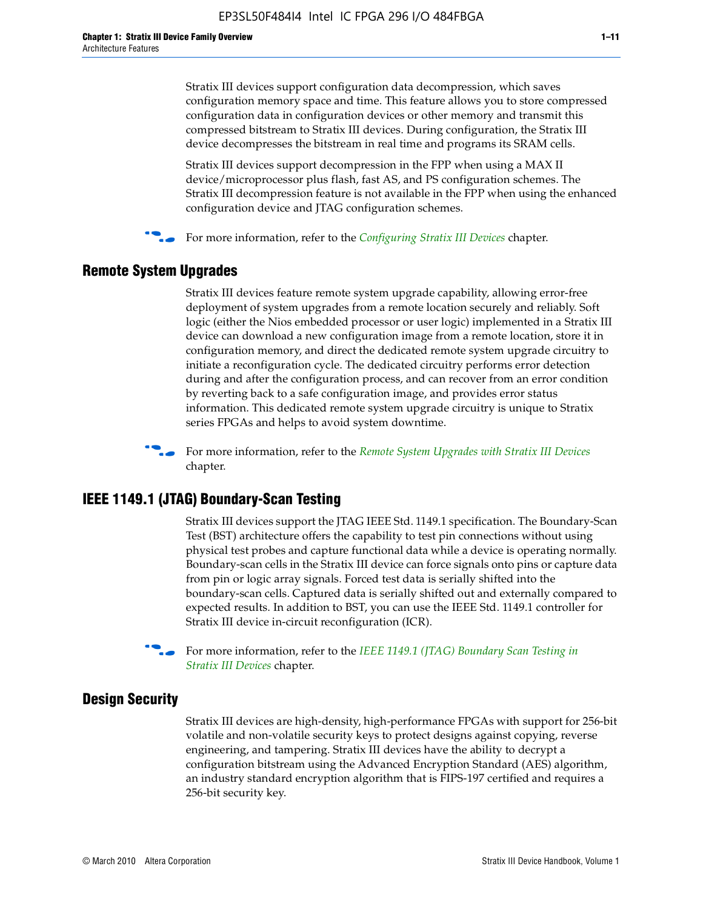Stratix III devices support configuration data decompression, which saves configuration memory space and time. This feature allows you to store compressed configuration data in configuration devices or other memory and transmit this compressed bitstream to Stratix III devices. During configuration, the Stratix III device decompresses the bitstream in real time and programs its SRAM cells.

Stratix III devices support decompression in the FPP when using a MAX II device/microprocessor plus flash, fast AS, and PS configuration schemes. The Stratix III decompression feature is not available in the FPP when using the enhanced configuration device and JTAG configuration schemes.

For more information, refer to the *Configuring Stratix III Devices* chapter.

## Remote System Upgrades

Stratix III devices feature remote system upgrade capability, allowing error-free deployment of system upgrades from a remote location securely and reliably. Soft logic (either the Nios embedded processor or user logic) implemented in a Stratix III device can download a new configuration image from a remote location, store it in configuration memory, and direct the dedicated remote system upgrade circuitry to initiate a reconfiguration cycle. The dedicated circuitry performs error detection during and after the configuration process, and can recover from an error condition by reverting back to a safe configuration image, and provides error status information. This dedicated remote system upgrade circuitry is unique to Stratix series FPGAs and helps to avoid system downtime.

For more information, refer to the *Remote System Upgrades with Stratix III Devices* chapter.

## IEEE 1149.1 (JTAG) Boundary-Scan Testing

Stratix III devices support the JTAG IEEE Std. 1149.1 specification. The Boundary-Scan Test (BST) architecture offers the capability to test pin connections without using physical test probes and capture functional data while a device is operating normally. Boundary-scan cells in the Stratix III device can force signals onto pins or capture data from pin or logic array signals. Forced test data is serially shifted into the boundary-scan cells. Captured data is serially shifted out and externally compared to expected results. In addition to BST, you can use the IEEE Std. 1149.1 controller for Stratix III device in-circuit reconfiguration (ICR).

For more information, refer to the *IEEE 1149.1 (JTAG) Boundary Scan Testing in Stratix III Devices* chapter.

## Design Security

Stratix III devices are high-density, high-performance FPGAs with support for 256-bit volatile and non-volatile security keys to protect designs against copying, reverse engineering, and tampering. Stratix III devices have the ability to decrypt a configuration bitstream using the Advanced Encryption Standard (AES) algorithm, an industry standard encryption algorithm that is FIPS-197 certified and requires a 256-bit security key.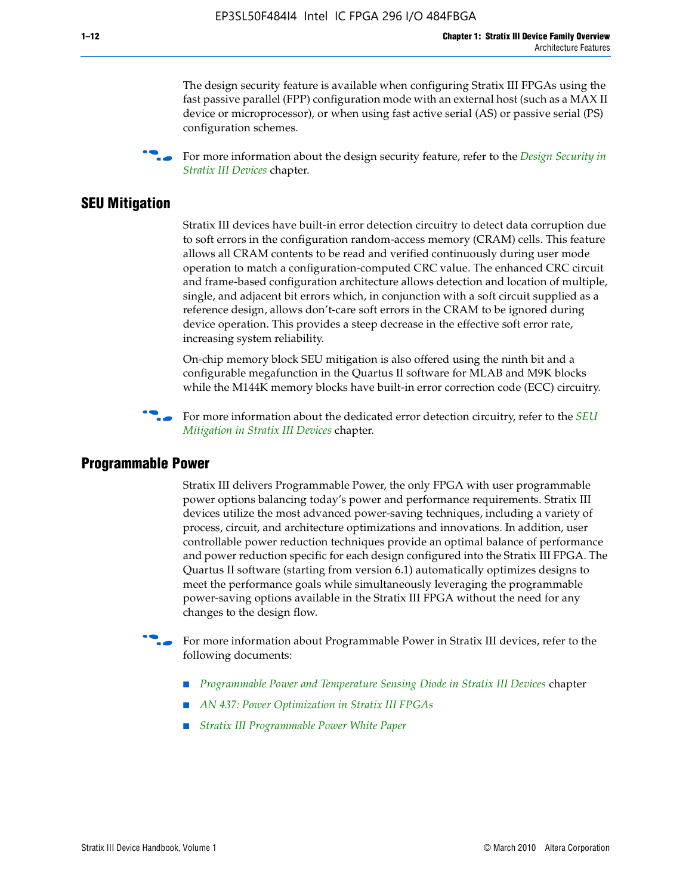The design security feature is available when configuring Stratix III FPGAs using the fast passive parallel (FPP) configuration mode with an external host (such as a MAX II device or microprocessor), or when using fast active serial (AS) or passive serial (PS) configuration schemes.

For more information about the design security feature, refer to the *Design Security in Stratix III Devices* chapter.

## SEU Mitigation

Stratix III devices have built-in error detection circuitry to detect data corruption due to soft errors in the configuration random-access memory (CRAM) cells. This feature allows all CRAM contents to be read and verified continuously during user mode operation to match a configuration-computed CRC value. The enhanced CRC circuit and frame-based configuration architecture allows detection and location of multiple, single, and adjacent bit errors which, in conjunction with a soft circuit supplied as a reference design, allows don't-care soft errors in the CRAM to be ignored during device operation. This provides a steep decrease in the effective soft error rate, increasing system reliability.

On-chip memory block SEU mitigation is also offered using the ninth bit and a configurable megafunction in the Quartus II software for MLAB and M9K blocks while the M144K memory blocks have built-in error correction code (ECC) circuitry.

For more information about the dedicated error detection circuitry, refer to the *SEU Mitigation in Stratix III Devices* chapter.

## Programmable Power

Stratix III delivers Programmable Power, the only FPGA with user programmable power options balancing today's power and performance requirements. Stratix III devices utilize the most advanced power-saving techniques, including a variety of process, circuit, and architecture optimizations and innovations. In addition, user controllable power reduction techniques provide an optimal balance of performance and power reduction specific for each design configured into the Stratix III FPGA. The Quartus II software (starting from version 6.1) automatically optimizes designs to meet the performance goals while simultaneously leveraging the programmable power-saving options available in the Stratix III FPGA without the need for any changes to the design flow.

For more information about Programmable Power in Stratix III devices, refer to the following documents:

- *Programmable Power and Temperature Sensing Diode in Stratix III Devices* chapter
- *AN 437: Power Optimization in Stratix III FPGAs*
- *Stratix III Programmable Power White Paper*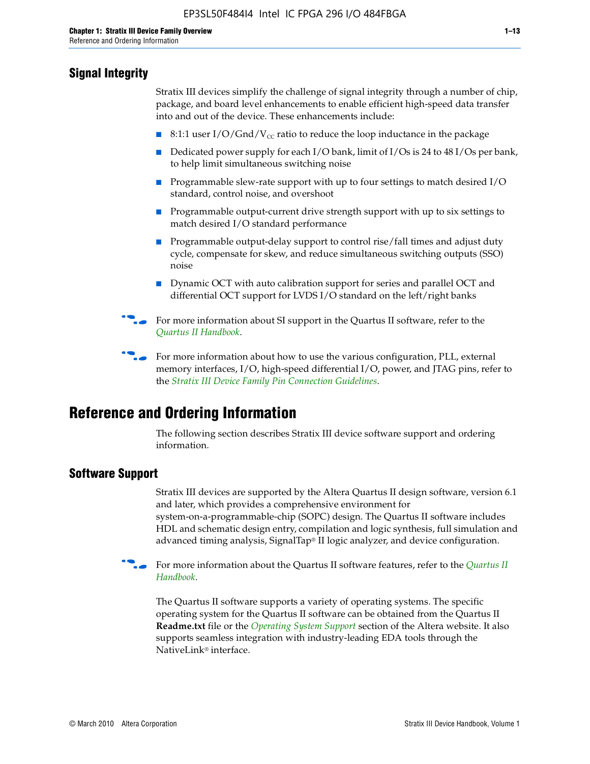## Signal Integrity

Stratix III devices simplify the challenge of signal integrity through a number of chip, package, and board level enhancements to enable efficient high-speed data transfer into and out of the device. These enhancements include:

- 8:1:1 user I/O/Gnd/$V_{CC}$ ratio to reduce the loop inductance in the package
- Dedicated power supply for each I/O bank, limit of I/Os is 24 to 48 I/Os per bank, to help limit simultaneous switching noise
- Programmable slew-rate support with up to four settings to match desired I/O standard, control noise, and overshoot
- Programmable output-current drive strength support with up to six settings to match desired I/O standard performance
- Programmable output-delay support to control rise/fall times and adjust duty cycle, compensate for skew, and reduce simultaneous switching outputs (SSO) noise
- Dynamic OCT with auto calibration support for series and parallel OCT and differential OCT support for LVDS I/O standard on the left/right banks

For more information about SI support in the Quartus II software, refer to the *Quartus II Handbook*.

For more information about how to use the various configuration, PLL, external memory interfaces, I/O, high-speed differential I/O, power, and JTAG pins, refer to the *Stratix III Device Family Pin Connection Guidelines*.

# Reference and Ordering Information

The following section describes Stratix III device software support and ordering information.

## Software Support

Stratix III devices are supported by the Altera Quartus II design software, version 6.1 and later, which provides a comprehensive environment for system-on-a-programmable-chip (SOPC) design. The Quartus II software includes HDL and schematic design entry, compilation and logic synthesis, full simulation and advanced timing analysis, SignalTap® II logic analyzer, and device configuration.

For more information about the Quartus II software features, refer to the *Quartus II Handbook*.

The Quartus II software supports a variety of operating systems. The specific operating system for the Quartus II software can be obtained from the Quartus II **Readme.txt** file or the *Operating System Support* section of the Altera website. It also supports seamless integration with industry-leading EDA tools through the NativeLink® interface.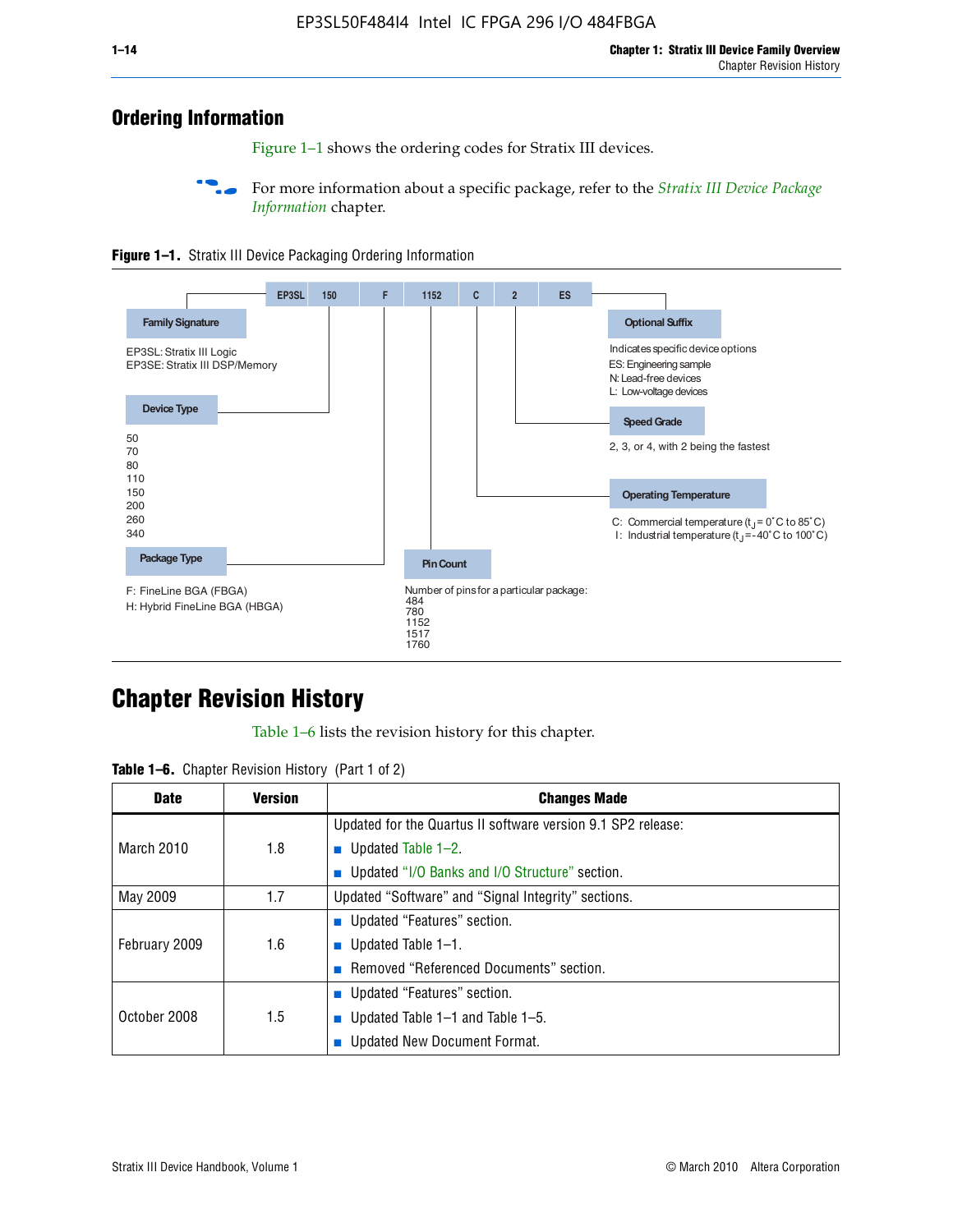## Ordering Information

Figure 1–1 shows the ordering codes for Stratix III devices.

For more information about a specific package, refer to the *Stratix III Device Package Information* chapter.

**Figure 1–1.** Stratix III Device Packaging Ordering Information

| EP3SL | 150 | F | 1152 | C | 2 | ES |
|---|---|---|---|---|---|---|

**Family Signature**

EP3SL: Stratix III Logic
EP3SE: Stratix III DSP/Memory

**Device Type**

50
70
80
110
150
200
260
340

**Package Type**

F: FineLine BGA (FBGA)
H: Hybrid FineLine BGA (HBGA)

**Pin Count**

Number of pins for a particular package:
484
780
1152
1517
1760

**Operating Temperature**

C: Commercial temperature ($t_J$ = 0˚C to 85˚C)
I: Industrial temperature ($t_J$ = -40˚C to 100˚C)

**Speed Grade**

2, 3, or 4, with 2 being the fastest

**Optional Suffix**

Indicates specific device options
ES: Engineering sample
N: Lead-free devices
L: Low-voltage devices

## Chapter Revision History

Table 1–6 lists the revision history for this chapter.

**Table 1–6.** Chapter Revision History (Part 1 of 2)

| Date | Version | Changes Made |
|---|---|---|
| March 2010 | 1.8 | Updated for the Quartus II software version 9.1 SP2 release:<br>■ Updated Table 1–2.<br>■ Updated "I/O Banks and I/O Structure" section. |
| May 2009 | 1.7 | Updated "Software" and "Signal Integrity" sections. |
| February 2009 | 1.6 | ■ Updated "Features" section.<br>■ Updated Table 1–1.<br>■ Removed "Referenced Documents" section. |
| October 2008 | 1.5 | ■ Updated "Features" section.<br>■ Updated Table 1–1 and Table 1–5.<br>■ Updated New Document Format. |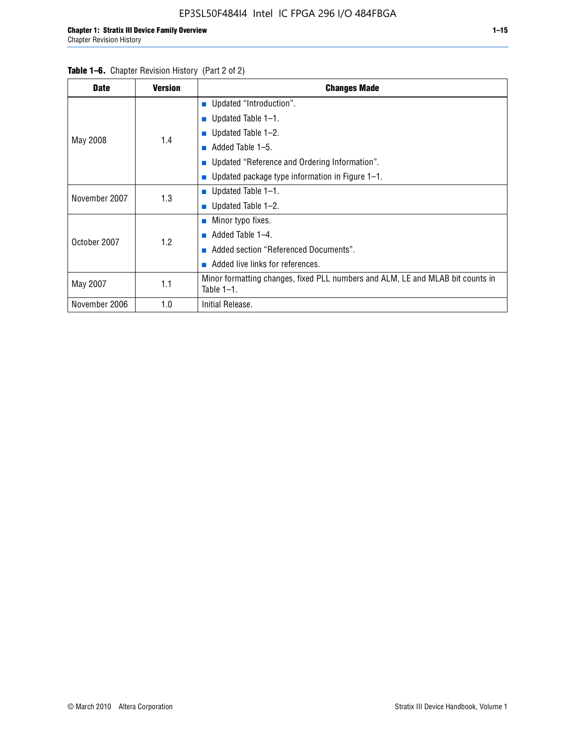**Table 1–6.** Chapter Revision History (Part 2 of 2)

| Date | Version | Changes Made |
|---|---|---|
| May 2008 | 1.4 | ■ Updated "Introduction".<br>■ Updated Table 1–1.<br>■ Updated Table 1–2.<br>■ Added Table 1–5.<br>■ Updated "Reference and Ordering Information".<br>■ Updated package type information in Figure 1–1. |
| November 2007 | 1.3 | ■ Updated Table 1–1.<br>■ Updated Table 1–2. |
| October 2007 | 1.2 | ■ Minor typo fixes.<br>■ Added Table 1–4.<br>■ Added section "Referenced Documents".<br>■ Added live links for references. |
| May 2007 | 1.1 | Minor formatting changes, fixed PLL numbers and ALM, LE and MLAB bit counts in Table 1–1. |
| November 2006 | 1.0 | Initial Release. |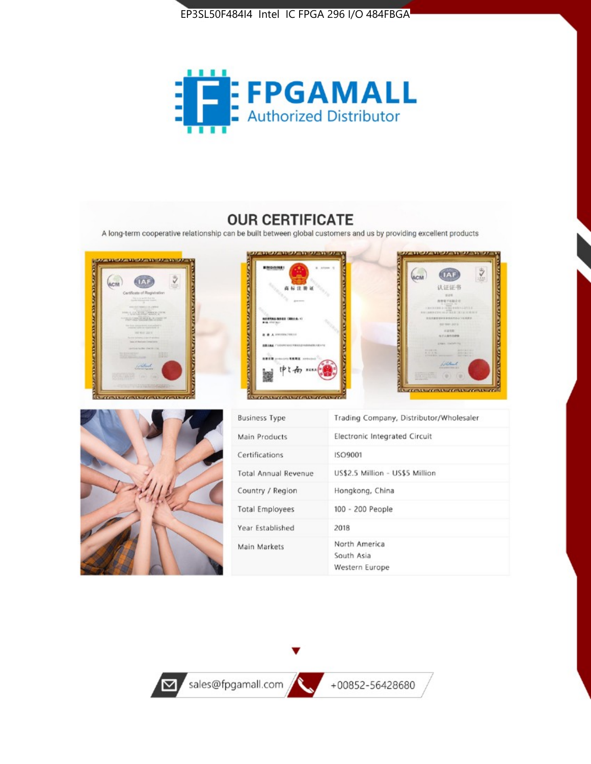FPGAMALL
Authorized Distributor

## OUR CERTIFICATE

A long-term cooperative relationship can be built between global customers and us by providing excellent products

| | |
|---|---|
| Business Type | Trading Company, Distributor/Wholesaler |
| Main Products | Electronic Integrated Circuit |
| Certifications | ISO9001 |
| Total Annual Revenue | US$2.5 Million - US$5 Million |
| Country / Region | Hongkong, China |
| Total Employees | 100 - 200 People |
| Year Established | 2018 |
| Main Markets | North America<br>South Asia<br>Western Europe |

sales@fpgamall.com

+00852-56428680